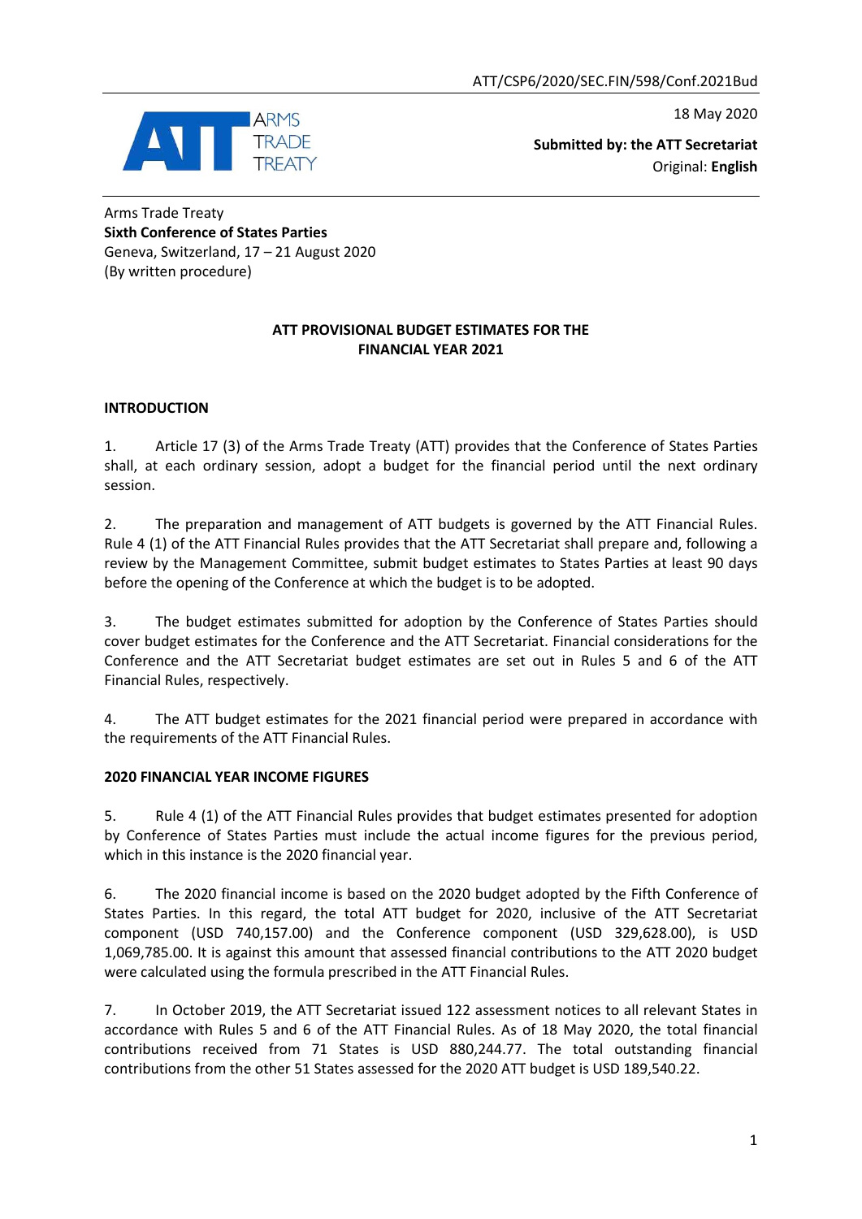ATT/CSP6/2020/SEC.FIN/598/Conf.2021Bud

18 May 2020

**Submitted by: the ATT Secretariat**
Original: **English**

ARMS TRADE TREATY

Arms Trade Treaty
**Sixth Conference of States Parties**
Geneva, Switzerland, 17 – 21 August 2020
(By written procedure)

# ATT PROVISIONAL BUDGET ESTIMATES FOR THE FINANCIAL YEAR 2021

## INTRODUCTION

1. Article 17 (3) of the Arms Trade Treaty (ATT) provides that the Conference of States Parties shall, at each ordinary session, adopt a budget for the financial period until the next ordinary session.

2. The preparation and management of ATT budgets is governed by the ATT Financial Rules. Rule 4 (1) of the ATT Financial Rules provides that the ATT Secretariat shall prepare and, following a review by the Management Committee, submit budget estimates to States Parties at least 90 days before the opening of the Conference at which the budget is to be adopted.

3. The budget estimates submitted for adoption by the Conference of States Parties should cover budget estimates for the Conference and the ATT Secretariat. Financial considerations for the Conference and the ATT Secretariat budget estimates are set out in Rules 5 and 6 of the ATT Financial Rules, respectively.

4. The ATT budget estimates for the 2021 financial period were prepared in accordance with the requirements of the ATT Financial Rules.

## 2020 FINANCIAL YEAR INCOME FIGURES

5. Rule 4 (1) of the ATT Financial Rules provides that budget estimates presented for adoption by Conference of States Parties must include the actual income figures for the previous period, which in this instance is the 2020 financial year.

6. The 2020 financial income is based on the 2020 budget adopted by the Fifth Conference of States Parties. In this regard, the total ATT budget for 2020, inclusive of the ATT Secretariat component (USD 740,157.00) and the Conference component (USD 329,628.00), is USD 1,069,785.00. It is against this amount that assessed financial contributions to the ATT 2020 budget were calculated using the formula prescribed in the ATT Financial Rules.

7. In October 2019, the ATT Secretariat issued 122 assessment notices to all relevant States in accordance with Rules 5 and 6 of the ATT Financial Rules. As of 18 May 2020, the total financial contributions received from 71 States is USD 880,244.77. The total outstanding financial contributions from the other 51 States assessed for the 2020 ATT budget is USD 189,540.22.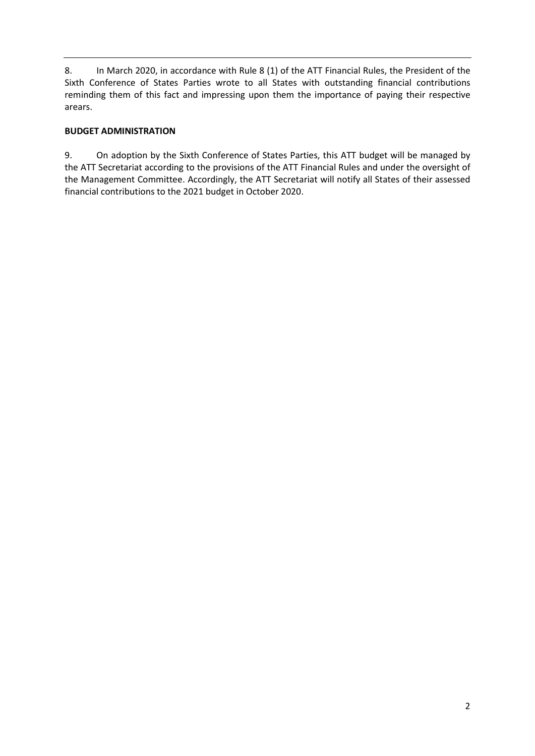8. In March 2020, in accordance with Rule 8 (1) of the ATT Financial Rules, the President of the Sixth Conference of States Parties wrote to all States with outstanding financial contributions reminding them of this fact and impressing upon them the importance of paying their respective arears.

**BUDGET ADMINISTRATION**

9. On adoption by the Sixth Conference of States Parties, this ATT budget will be managed by the ATT Secretariat according to the provisions of the ATT Financial Rules and under the oversight of the Management Committee. Accordingly, the ATT Secretariat will notify all States of their assessed financial contributions to the 2021 budget in October 2020.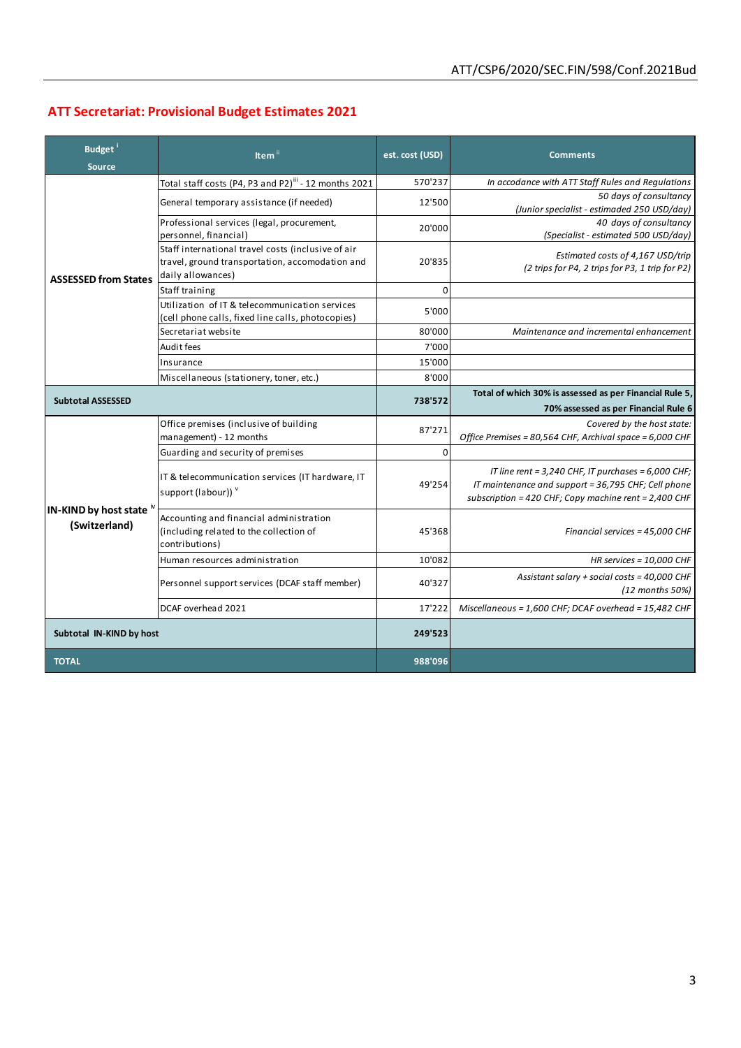## ATT Secretariat: Provisional Budget Estimates 2021

| Budget [i] Source | Item [ii] | est. cost (USD) | Comments |
|---|---|---|---|
| ASSESSED from States | Total staff costs (P4, P3 and P2)[iii] - 12 months 2021 | 570'237 | *In accodance with ATT Staff Rules and Regulations* |
| | General temporary assistance (if needed) | 12'500 | *50 days of consultancy (Junior specialist - estimaded 250 USD/day)* |
| | Professional services (legal, procurement, personnel, financial) | 20'000 | *40 days of consultancy (Specialist - estimated 500 USD/day)* |
| | Staff international travel costs (inclusive of air travel, ground transportation, accomodation and daily allowances) | 20'835 | *Estimated costs of 4,167 USD/trip (2 trips for P4, 2 trips for P3, 1 trip for P2)* |
| | Staff training | 0 | |
| | Utilization of IT & telecommunication services (cell phone calls, fixed line calls, photocopies) | 5'000 | |
| | Secretariat website | 80'000 | *Maintenance and incremental enhancement* |
| | Audit fees | 7'000 | |
| | Insurance | 15'000 | |
| | Miscellaneous (stationery, toner, etc.) | 8'000 | |
| **Subtotal ASSESSED** | | **738'572** | **Total of which 30% is assessed as per Financial Rule 5, 70% assessed as per Financial Rule 6** |
| IN-KIND by host state [iv] (Switzerland) | Office premises (inclusive of building management) - 12 months | 87'271 | *Covered by the host state: Office Premises = 80,564 CHF, Archival space = 6,000 CHF* |
| | Guarding and security of premises | 0 | |
| | IT & telecommunication services (IT hardware, IT support (labour)) [v] | 49'254 | *IT line rent = 3,240 CHF, IT purchases = 6,000 CHF; IT maintenance and support = 36,795 CHF; Cell phone subscription = 420 CHF; Copy machine rent = 2,400 CHF* |
| | Accounting and financial administration (including related to the collection of contributions) | 45'368 | *Financial services = 45,000 CHF* |
| | Human resources administration | 10'082 | *HR services = 10,000 CHF* |
| | Personnel support services (DCAF staff member) | 40'327 | *Assistant salary + social costs = 40,000 CHF (12 months 50%)* |
| | DCAF overhead 2021 | 17'222 | *Miscellaneous = 1,600 CHF; DCAF overhead = 15,482 CHF* |
| **Subtotal IN-KIND by host** | | **249'523** | |
| **TOTAL** | | **988'096** | |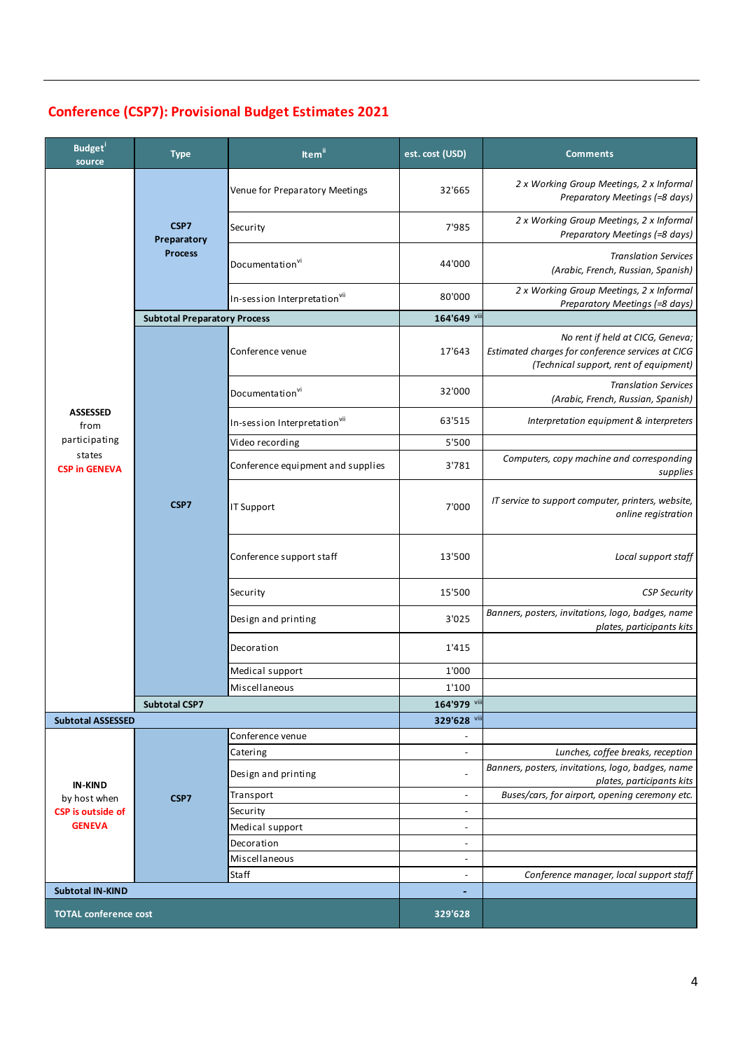## Conference (CSP7): Provisional Budget Estimates 2021

| Budget[i] source | Type | Item[ii] | est. cost (USD) | Comments |
|---|---|---|---|---|
| **ASSESSED** from participating states **CSP in GENEVA** | **CSP7 Preparatory Process** | Venue for Preparatory Meetings | 32'665 | *2 x Working Group Meetings, 2 x Informal Preparatory Meetings (≈8 days)* |
| | | Security | 7'985 | *2 x Working Group Meetings, 2 x Informal Preparatory Meetings (≈8 days)* |
| | | Documentation[vi] | 44'000 | *Translation Services (Arabic, French, Russian, Spanish)* |
| | | In-session Interpretation[vii] | 80'000 | *2 x Working Group Meetings, 2 x Informal Preparatory Meetings (≈8 days)* |
| | **Subtotal Preparatory Process** | | **164'649** [viii] | |
| | **CSP7** | Conference venue | 17'643 | *No rent if held at CICG, Geneva; Estimated charges for conference services at CICG (Technical support, rent of equipment)* |
| | | Documentation[vi] | 32'000 | *Translation Services (Arabic, French, Russian, Spanish)* |
| | | In-session Interpretation[vii] | 63'515 | *Interpretation equipment & interpreters* |
| | | Video recording | 5'500 | |
| | | Conference equipment and supplies | 3'781 | *Computers, copy machine and corresponding supplies* |
| | | IT Support | 7'000 | *IT service to support computer, printers, website, online registration* |
| | | Conference support staff | 13'500 | *Local support staff* |
| | | Security | 15'500 | *CSP Security* |
| | | Design and printing | 3'025 | *Banners, posters, invitations, logo, badges, name plates, participants kits* |
| | | Decoration | 1'415 | |
| | | Medical support | 1'000 | |
| | | Miscellaneous | 1'100 | |
| | **Subtotal CSP7** | | **164'979** [viii] | |
| **Subtotal ASSESSED** | | | **329'628** [viii] | |
| **IN-KIND** by host when **CSP is outside of GENEVA** | **CSP7** | Conference venue | - | |
| | | Catering | - | *Lunches, coffee breaks, reception* |
| | | Design and printing | - | *Banners, posters, invitations, logo, badges, name plates, participants kits* |
| | | Transport | - | *Buses/cars, for airport, opening ceremony etc.* |
| | | Security | - | |
| | | Medical support | - | |
| | | Decoration | - | |
| | | Miscellaneous | - | |
| | | Staff | - | *Conference manager, local support staff* |
| **Subtotal IN-KIND** | | | **-** | |
| **TOTAL conference cost** | | | **329'628** | |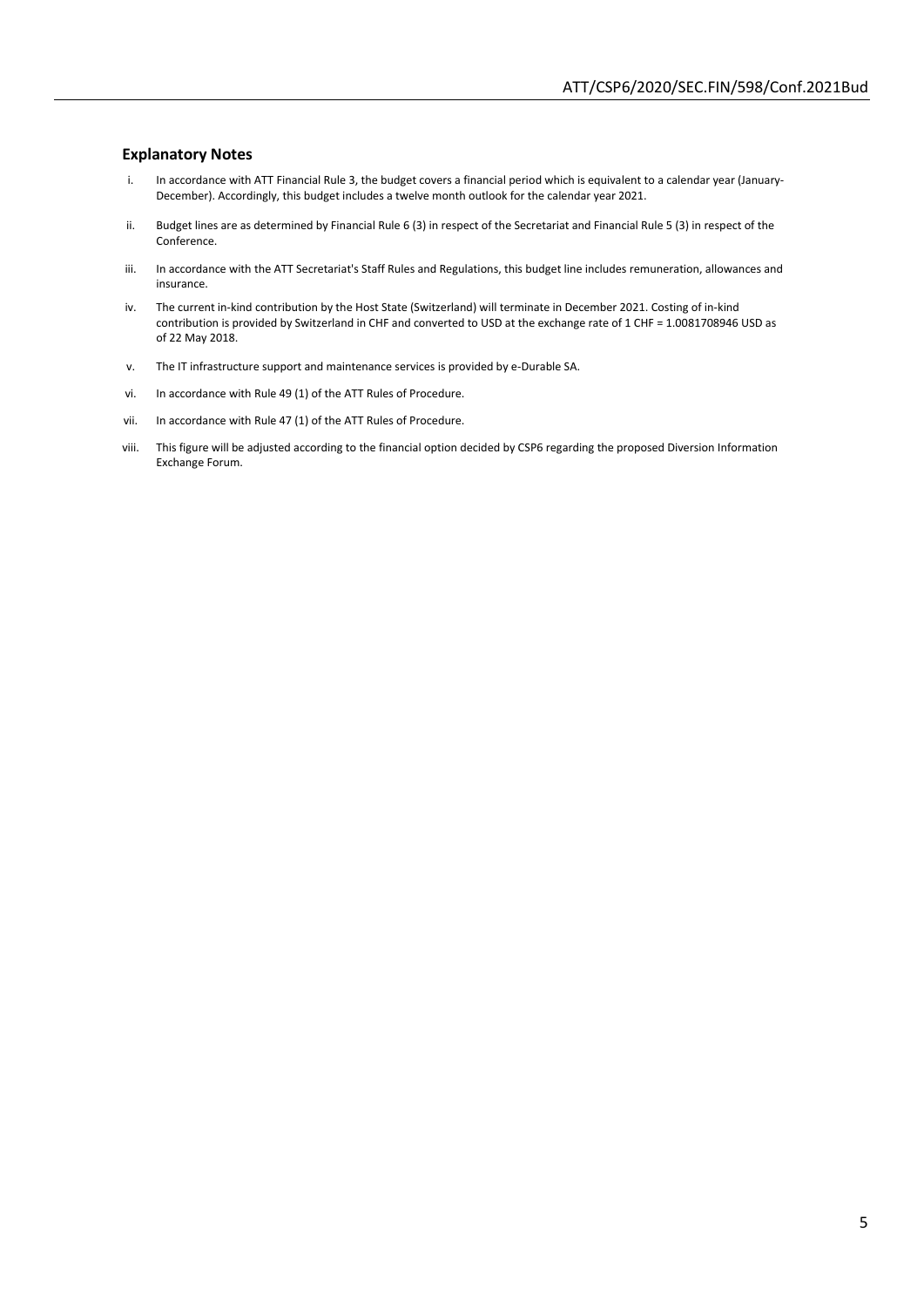## Explanatory Notes

i. In accordance with ATT Financial Rule 3, the budget covers a financial period which is equivalent to a calendar year (January-December). Accordingly, this budget includes a twelve month outlook for the calendar year 2021.

ii. Budget lines are as determined by Financial Rule 6 (3) in respect of the Secretariat and Financial Rule 5 (3) in respect of the Conference.

iii. In accordance with the ATT Secretariat's Staff Rules and Regulations, this budget line includes remuneration, allowances and insurance.

iv. The current in-kind contribution by the Host State (Switzerland) will terminate in December 2021. Costing of in-kind contribution is provided by Switzerland in CHF and converted to USD at the exchange rate of 1 CHF = 1.0081708946 USD as of 22 May 2018.

v. The IT infrastructure support and maintenance services is provided by e-Durable SA.

vi. In accordance with Rule 49 (1) of the ATT Rules of Procedure.

vii. In accordance with Rule 47 (1) of the ATT Rules of Procedure.

viii. This figure will be adjusted according to the financial option decided by CSP6 regarding the proposed Diversion Information Exchange Forum.